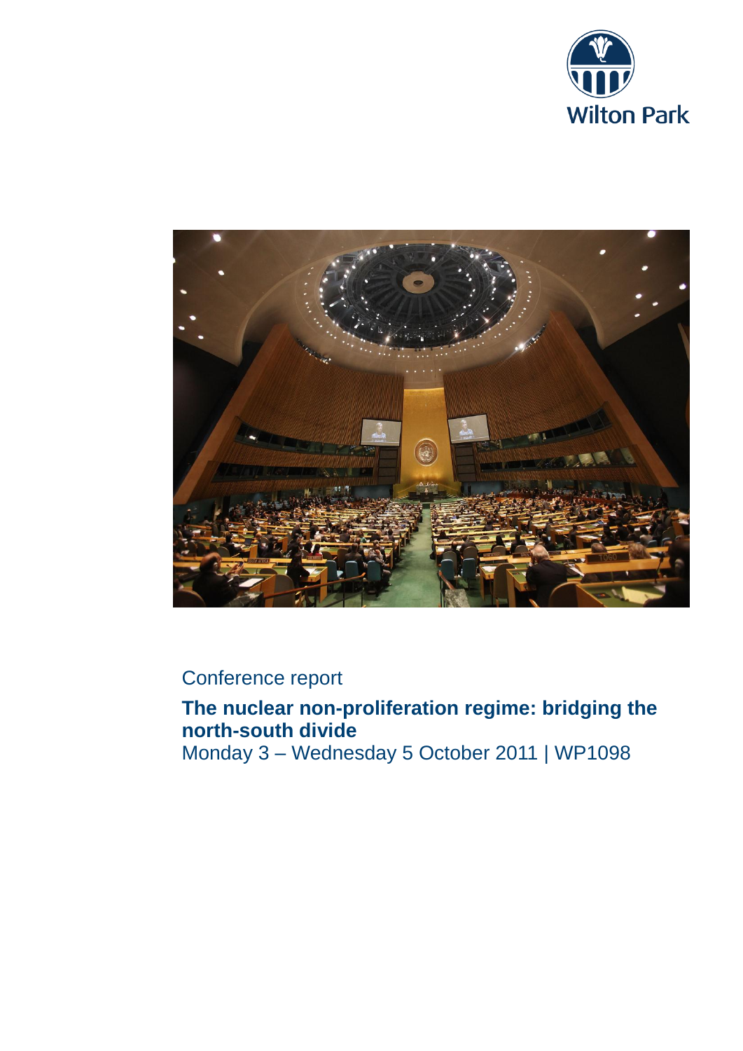Wilton Park

Conference report

**The nuclear non-proliferation regime: bridging the north-south divide**

Monday 3 – Wednesday 5 October 2011 | WP1098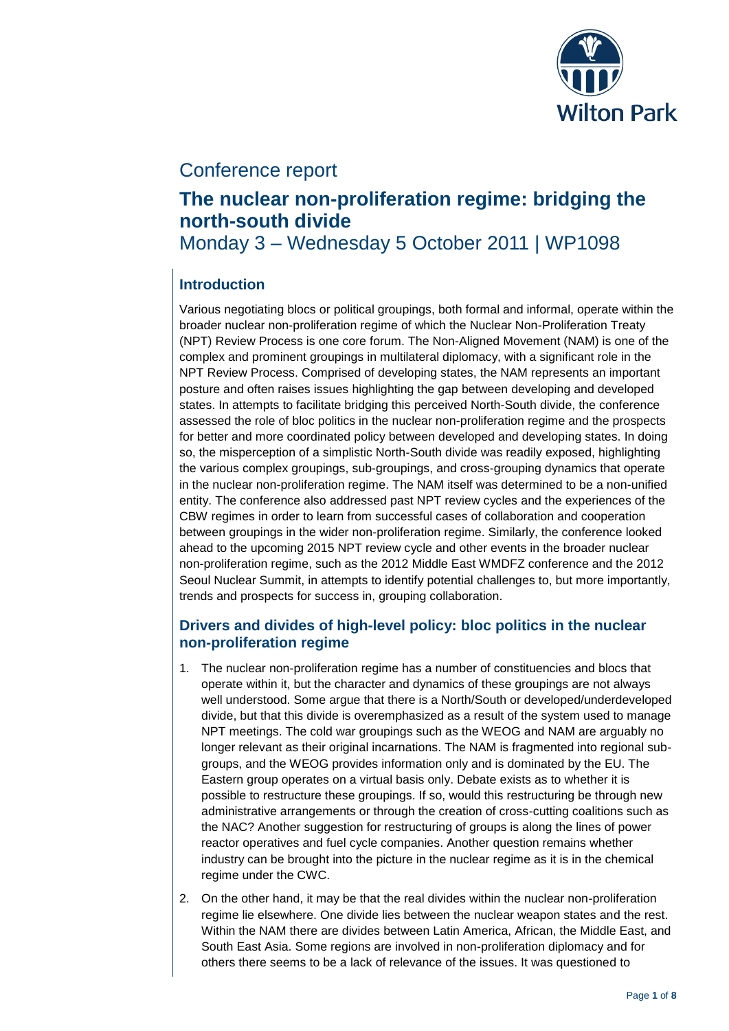Conference report

# The nuclear non-proliferation regime: bridging the north-south divide

Monday 3 – Wednesday 5 October 2011 | WP1098

## Introduction

Various negotiating blocs or political groupings, both formal and informal, operate within the broader nuclear non-proliferation regime of which the Nuclear Non-Proliferation Treaty (NPT) Review Process is one core forum. The Non-Aligned Movement (NAM) is one of the complex and prominent groupings in multilateral diplomacy, with a significant role in the NPT Review Process. Comprised of developing states, the NAM represents an important posture and often raises issues highlighting the gap between developing and developed states. In attempts to facilitate bridging this perceived North-South divide, the conference assessed the role of bloc politics in the nuclear non-proliferation regime and the prospects for better and more coordinated policy between developed and developing states. In doing so, the misperception of a simplistic North-South divide was readily exposed, highlighting the various complex groupings, sub-groupings, and cross-grouping dynamics that operate in the nuclear non-proliferation regime. The NAM itself was determined to be a non-unified entity. The conference also addressed past NPT review cycles and the experiences of the CBW regimes in order to learn from successful cases of collaboration and cooperation between groupings in the wider non-proliferation regime. Similarly, the conference looked ahead to the upcoming 2015 NPT review cycle and other events in the broader nuclear non-proliferation regime, such as the 2012 Middle East WMDFZ conference and the 2012 Seoul Nuclear Summit, in attempts to identify potential challenges to, but more importantly, trends and prospects for success in, grouping collaboration.

## Drivers and divides of high-level policy: bloc politics in the nuclear non-proliferation regime

1. The nuclear non-proliferation regime has a number of constituencies and blocs that operate within it, but the character and dynamics of these groupings are not always well understood. Some argue that there is a North/South or developed/underdeveloped divide, but that this divide is overemphasized as a result of the system used to manage NPT meetings. The cold war groupings such as the WEOG and NAM are arguably no longer relevant as their original incarnations. The NAM is fragmented into regional sub-groups, and the WEOG provides information only and is dominated by the EU. The Eastern group operates on a virtual basis only. Debate exists as to whether it is possible to restructure these groupings. If so, would this restructuring be through new administrative arrangements or through the creation of cross-cutting coalitions such as the NAC? Another suggestion for restructuring of groups is along the lines of power reactor operatives and fuel cycle companies. Another question remains whether industry can be brought into the picture in the nuclear regime as it is in the chemical regime under the CWC.

2. On the other hand, it may be that the real divides within the nuclear non-proliferation regime lie elsewhere. One divide lies between the nuclear weapon states and the rest. Within the NAM there are divides between Latin America, African, the Middle East, and South East Asia. Some regions are involved in non-proliferation diplomacy and for others there seems to be a lack of relevance of the issues. It was questioned to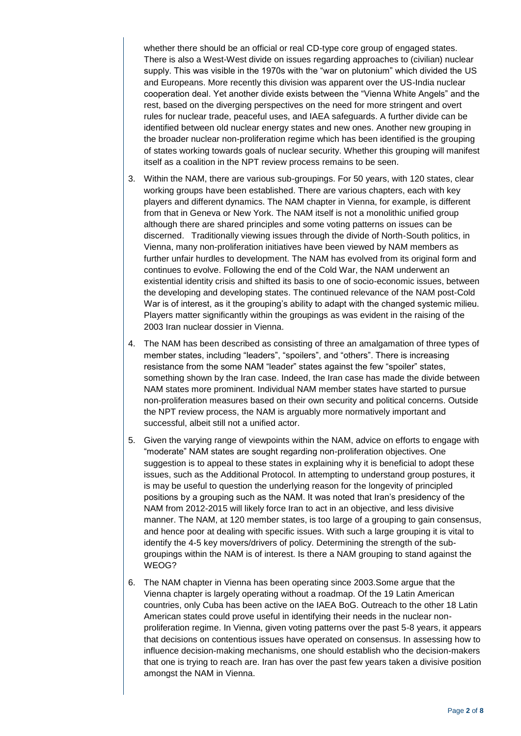whether there should be an official or real CD-type core group of engaged states. There is also a West-West divide on issues regarding approaches to (civilian) nuclear supply. This was visible in the 1970s with the "war on plutonium" which divided the US and Europeans. More recently this division was apparent over the US-India nuclear cooperation deal. Yet another divide exists between the "Vienna White Angels" and the rest, based on the diverging perspectives on the need for more stringent and overt rules for nuclear trade, peaceful uses, and IAEA safeguards. A further divide can be identified between old nuclear energy states and new ones. Another new grouping in the broader nuclear non-proliferation regime which has been identified is the grouping of states working towards goals of nuclear security. Whether this grouping will manifest itself as a coalition in the NPT review process remains to be seen.

3. Within the NAM, there are various sub-groupings. For 50 years, with 120 states, clear working groups have been established. There are various chapters, each with key players and different dynamics. The NAM chapter in Vienna, for example, is different from that in Geneva or New York. The NAM itself is not a monolithic unified group although there are shared principles and some voting patterns on issues can be discerned. Traditionally viewing issues through the divide of North-South politics, in Vienna, many non-proliferation initiatives have been viewed by NAM members as further unfair hurdles to development. The NAM has evolved from its original form and continues to evolve. Following the end of the Cold War, the NAM underwent an existential identity crisis and shifted its basis to one of socio-economic issues, between the developing and developing states. The continued relevance of the NAM post-Cold War is of interest, as it the grouping's ability to adapt with the changed systemic milieu. Players matter significantly within the groupings as was evident in the raising of the 2003 Iran nuclear dossier in Vienna.

4. The NAM has been described as consisting of three an amalgamation of three types of member states, including "leaders", "spoilers", and "others". There is increasing resistance from the some NAM "leader" states against the few "spoiler" states, something shown by the Iran case. Indeed, the Iran case has made the divide between NAM states more prominent. Individual NAM member states have started to pursue non-proliferation measures based on their own security and political concerns. Outside the NPT review process, the NAM is arguably more normatively important and successful, albeit still not a unified actor.

5. Given the varying range of viewpoints within the NAM, advice on efforts to engage with "moderate" NAM states are sought regarding non-proliferation objectives. One suggestion is to appeal to these states in explaining why it is beneficial to adopt these issues, such as the Additional Protocol. In attempting to understand group postures, it is may be useful to question the underlying reason for the longevity of principled positions by a grouping such as the NAM. It was noted that Iran's presidency of the NAM from 2012-2015 will likely force Iran to act in an objective, and less divisive manner. The NAM, at 120 member states, is too large of a grouping to gain consensus, and hence poor at dealing with specific issues. With such a large grouping it is vital to identify the 4-5 key movers/drivers of policy. Determining the strength of the sub-groupings within the NAM is of interest. Is there a NAM grouping to stand against the WEOG?

6. The NAM chapter in Vienna has been operating since 2003.Some argue that the Vienna chapter is largely operating without a roadmap. Of the 19 Latin American countries, only Cuba has been active on the IAEA BoG. Outreach to the other 18 Latin American states could prove useful in identifying their needs in the nuclear non-proliferation regime. In Vienna, given voting patterns over the past 5-8 years, it appears that decisions on contentious issues have operated on consensus. In assessing how to influence decision-making mechanisms, one should establish who the decision-makers that one is trying to reach are. Iran has over the past few years taken a divisive position amongst the NAM in Vienna.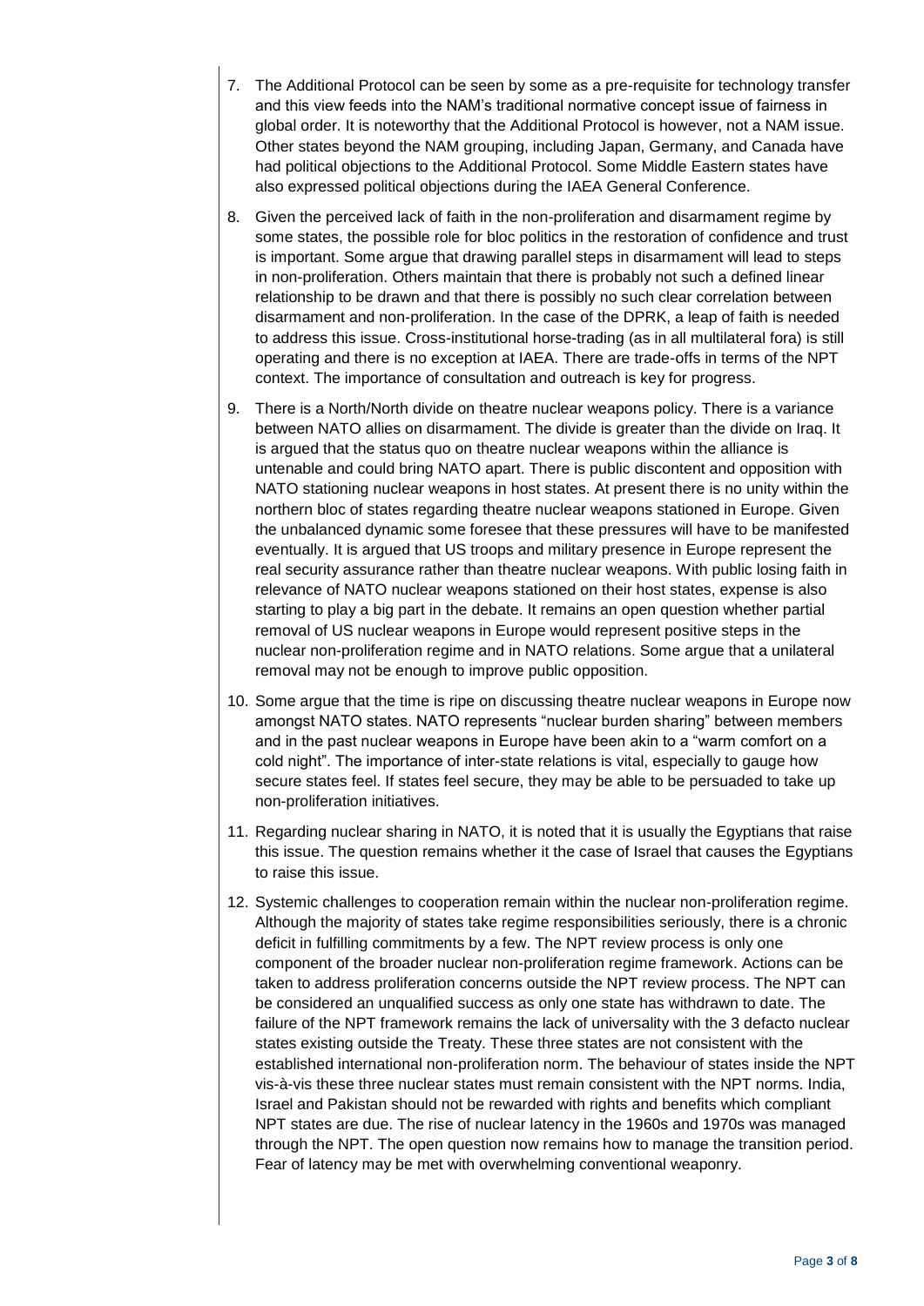7. The Additional Protocol can be seen by some as a pre-requisite for technology transfer and this view feeds into the NAM's traditional normative concept issue of fairness in global order. It is noteworthy that the Additional Protocol is however, not a NAM issue. Other states beyond the NAM grouping, including Japan, Germany, and Canada have had political objections to the Additional Protocol. Some Middle Eastern states have also expressed political objections during the IAEA General Conference.

8. Given the perceived lack of faith in the non-proliferation and disarmament regime by some states, the possible role for bloc politics in the restoration of confidence and trust is important. Some argue that drawing parallel steps in disarmament will lead to steps in non-proliferation. Others maintain that there is probably not such a defined linear relationship to be drawn and that there is possibly no such clear correlation between disarmament and non-proliferation. In the case of the DPRK, a leap of faith is needed to address this issue. Cross-institutional horse-trading (as in all multilateral fora) is still operating and there is no exception at IAEA. There are trade-offs in terms of the NPT context. The importance of consultation and outreach is key for progress.

9. There is a North/North divide on theatre nuclear weapons policy. There is a variance between NATO allies on disarmament. The divide is greater than the divide on Iraq. It is argued that the status quo on theatre nuclear weapons within the alliance is untenable and could bring NATO apart. There is public discontent and opposition with NATO stationing nuclear weapons in host states. At present there is no unity within the northern bloc of states regarding theatre nuclear weapons stationed in Europe. Given the unbalanced dynamic some foresee that these pressures will have to be manifested eventually. It is argued that US troops and military presence in Europe represent the real security assurance rather than theatre nuclear weapons. With public losing faith in relevance of NATO nuclear weapons stationed on their host states, expense is also starting to play a big part in the debate. It remains an open question whether partial removal of US nuclear weapons in Europe would represent positive steps in the nuclear non-proliferation regime and in NATO relations. Some argue that a unilateral removal may not be enough to improve public opposition.

10. Some argue that the time is ripe on discussing theatre nuclear weapons in Europe now amongst NATO states. NATO represents "nuclear burden sharing" between members and in the past nuclear weapons in Europe have been akin to a "warm comfort on a cold night". The importance of inter-state relations is vital, especially to gauge how secure states feel. If states feel secure, they may be able to be persuaded to take up non-proliferation initiatives.

11. Regarding nuclear sharing in NATO, it is noted that it is usually the Egyptians that raise this issue. The question remains whether it the case of Israel that causes the Egyptians to raise this issue.

12. Systemic challenges to cooperation remain within the nuclear non-proliferation regime. Although the majority of states take regime responsibilities seriously, there is a chronic deficit in fulfilling commitments by a few. The NPT review process is only one component of the broader nuclear non-proliferation regime framework. Actions can be taken to address proliferation concerns outside the NPT review process. The NPT can be considered an unqualified success as only one state has withdrawn to date. The failure of the NPT framework remains the lack of universality with the 3 defacto nuclear states existing outside the Treaty. These three states are not consistent with the established international non-proliferation norm. The behaviour of states inside the NPT vis-à-vis these three nuclear states must remain consistent with the NPT norms. India, Israel and Pakistan should not be rewarded with rights and benefits which compliant NPT states are due. The rise of nuclear latency in the 1960s and 1970s was managed through the NPT. The open question now remains how to manage the transition period. Fear of latency may be met with overwhelming conventional weaponry.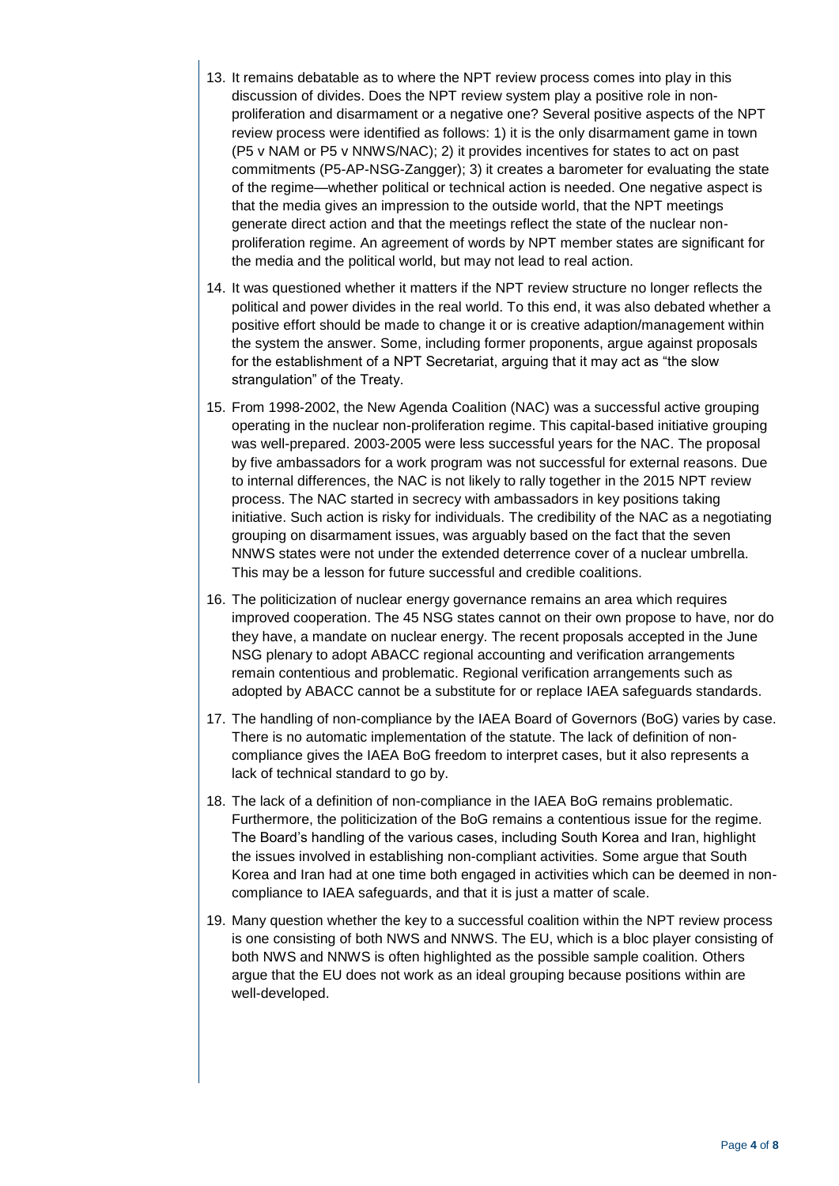13. It remains debatable as to where the NPT review process comes into play in this discussion of divides. Does the NPT review system play a positive role in non-proliferation and disarmament or a negative one? Several positive aspects of the NPT review process were identified as follows: 1) it is the only disarmament game in town (P5 v NAM or P5 v NNWS/NAC); 2) it provides incentives for states to act on past commitments (P5-AP-NSG-Zangger); 3) it creates a barometer for evaluating the state of the regime—whether political or technical action is needed. One negative aspect is that the media gives an impression to the outside world, that the NPT meetings generate direct action and that the meetings reflect the state of the nuclear non-proliferation regime. An agreement of words by NPT member states are significant for the media and the political world, but may not lead to real action.

14. It was questioned whether it matters if the NPT review structure no longer reflects the political and power divides in the real world. To this end, it was also debated whether a positive effort should be made to change it or is creative adaption/management within the system the answer. Some, including former proponents, argue against proposals for the establishment of a NPT Secretariat, arguing that it may act as "the slow strangulation" of the Treaty.

15. From 1998-2002, the New Agenda Coalition (NAC) was a successful active grouping operating in the nuclear non-proliferation regime. This capital-based initiative grouping was well-prepared. 2003-2005 were less successful years for the NAC. The proposal by five ambassadors for a work program was not successful for external reasons. Due to internal differences, the NAC is not likely to rally together in the 2015 NPT review process. The NAC started in secrecy with ambassadors in key positions taking initiative. Such action is risky for individuals. The credibility of the NAC as a negotiating grouping on disarmament issues, was arguably based on the fact that the seven NNWS states were not under the extended deterrence cover of a nuclear umbrella. This may be a lesson for future successful and credible coalitions.

16. The politicization of nuclear energy governance remains an area which requires improved cooperation. The 45 NSG states cannot on their own propose to have, nor do they have, a mandate on nuclear energy. The recent proposals accepted in the June NSG plenary to adopt ABACC regional accounting and verification arrangements remain contentious and problematic. Regional verification arrangements such as adopted by ABACC cannot be a substitute for or replace IAEA safeguards standards.

17. The handling of non-compliance by the IAEA Board of Governors (BoG) varies by case. There is no automatic implementation of the statute. The lack of definition of non-compliance gives the IAEA BoG freedom to interpret cases, but it also represents a lack of technical standard to go by.

18. The lack of a definition of non-compliance in the IAEA BoG remains problematic. Furthermore, the politicization of the BoG remains a contentious issue for the regime. The Board's handling of the various cases, including South Korea and Iran, highlight the issues involved in establishing non-compliant activities. Some argue that South Korea and Iran had at one time both engaged in activities which can be deemed in non-compliance to IAEA safeguards, and that it is just a matter of scale.

19. Many question whether the key to a successful coalition within the NPT review process is one consisting of both NWS and NNWS. The EU, which is a bloc player consisting of both NWS and NNWS is often highlighted as the possible sample coalition. Others argue that the EU does not work as an ideal grouping because positions within are well-developed.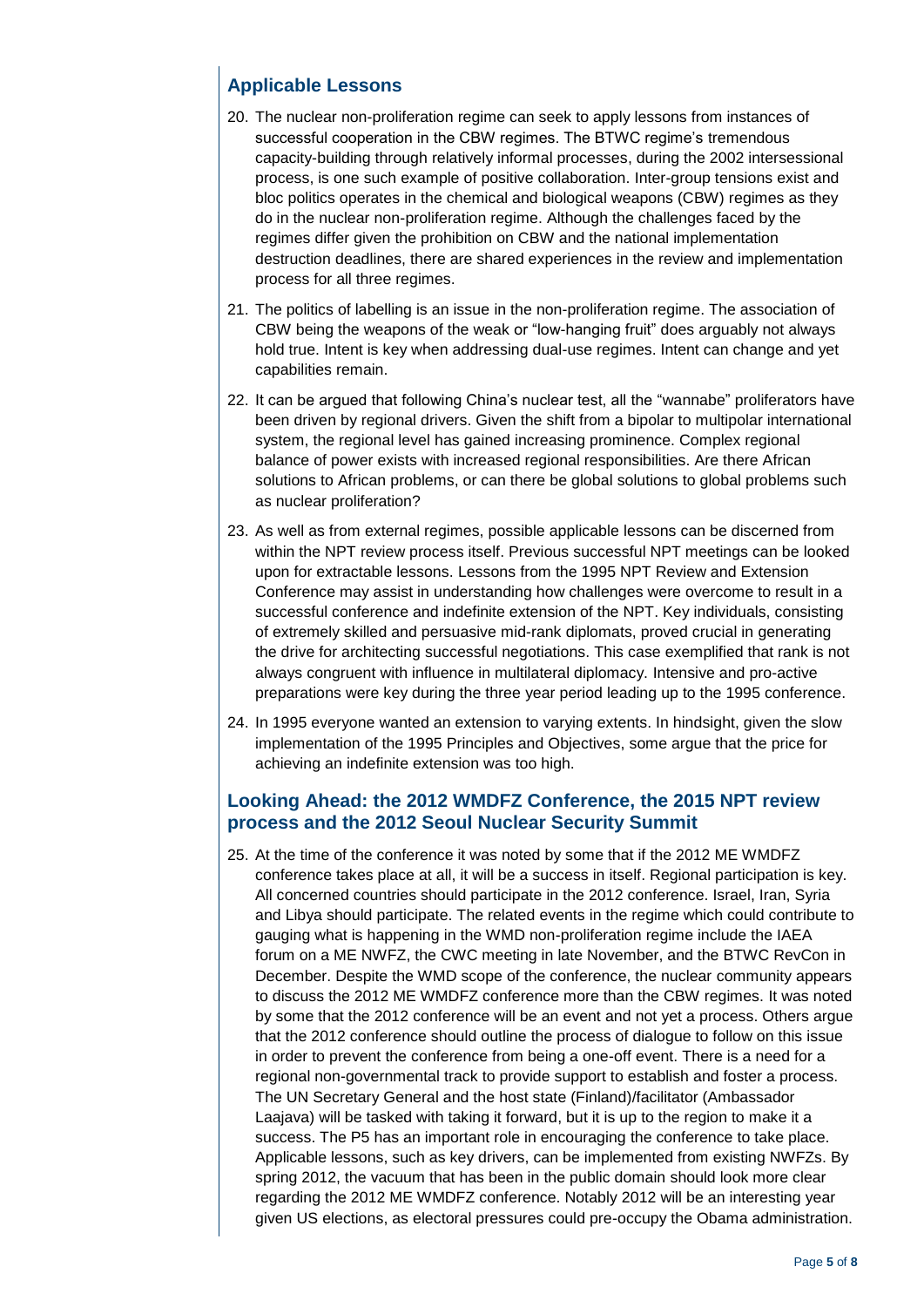## Applicable Lessons

20. The nuclear non-proliferation regime can seek to apply lessons from instances of successful cooperation in the CBW regimes. The BTWC regime's tremendous capacity-building through relatively informal processes, during the 2002 intersessional process, is one such example of positive collaboration. Inter-group tensions exist and bloc politics operates in the chemical and biological weapons (CBW) regimes as they do in the nuclear non-proliferation regime. Although the challenges faced by the regimes differ given the prohibition on CBW and the national implementation destruction deadlines, there are shared experiences in the review and implementation process for all three regimes.

21. The politics of labelling is an issue in the non-proliferation regime. The association of CBW being the weapons of the weak or "low-hanging fruit" does arguably not always hold true. Intent is key when addressing dual-use regimes. Intent can change and yet capabilities remain.

22. It can be argued that following China's nuclear test, all the "wannabe" proliferators have been driven by regional drivers. Given the shift from a bipolar to multipolar international system, the regional level has gained increasing prominence. Complex regional balance of power exists with increased regional responsibilities. Are there African solutions to African problems, or can there be global solutions to global problems such as nuclear proliferation?

23. As well as from external regimes, possible applicable lessons can be discerned from within the NPT review process itself. Previous successful NPT meetings can be looked upon for extractable lessons. Lessons from the 1995 NPT Review and Extension Conference may assist in understanding how challenges were overcome to result in a successful conference and indefinite extension of the NPT. Key individuals, consisting of extremely skilled and persuasive mid-rank diplomats, proved crucial in generating the drive for architecting successful negotiations. This case exemplified that rank is not always congruent with influence in multilateral diplomacy. Intensive and pro-active preparations were key during the three year period leading up to the 1995 conference.

24. In 1995 everyone wanted an extension to varying extents. In hindsight, given the slow implementation of the 1995 Principles and Objectives, some argue that the price for achieving an indefinite extension was too high.

## Looking Ahead: the 2012 WMDFZ Conference, the 2015 NPT review process and the 2012 Seoul Nuclear Security Summit

25. At the time of the conference it was noted by some that if the 2012 ME WMDFZ conference takes place at all, it will be a success in itself. Regional participation is key. All concerned countries should participate in the 2012 conference. Israel, Iran, Syria and Libya should participate. The related events in the regime which could contribute to gauging what is happening in the WMD non-proliferation regime include the IAEA forum on a ME NWFZ, the CWC meeting in late November, and the BTWC RevCon in December. Despite the WMD scope of the conference, the nuclear community appears to discuss the 2012 ME WMDFZ conference more than the CBW regimes. It was noted by some that the 2012 conference will be an event and not yet a process. Others argue that the 2012 conference should outline the process of dialogue to follow on this issue in order to prevent the conference from being a one-off event. There is a need for a regional non-governmental track to provide support to establish and foster a process. The UN Secretary General and the host state (Finland)/facilitator (Ambassador Laajava) will be tasked with taking it forward, but it is up to the region to make it a success. The P5 has an important role in encouraging the conference to take place. Applicable lessons, such as key drivers, can be implemented from existing NWFZs. By spring 2012, the vacuum that has been in the public domain should look more clear regarding the 2012 ME WMDFZ conference. Notably 2012 will be an interesting year given US elections, as electoral pressures could pre-occupy the Obama administration.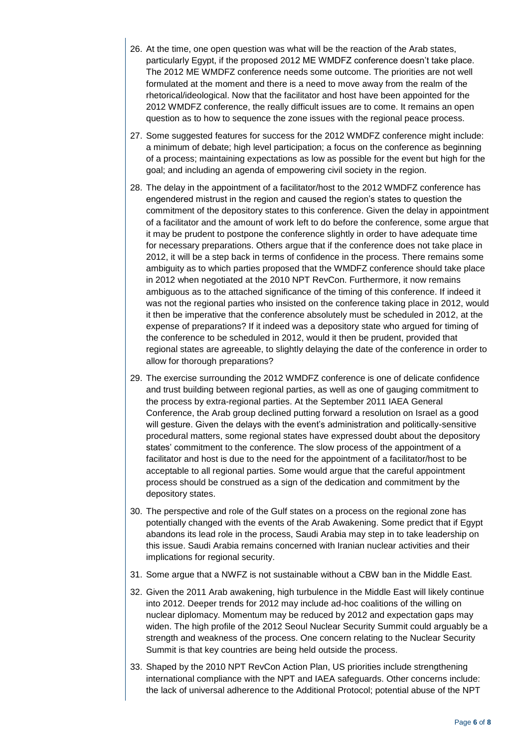26. At the time, one open question was what will be the reaction of the Arab states, particularly Egypt, if the proposed 2012 ME WMDFZ conference doesn't take place. The 2012 ME WMDFZ conference needs some outcome. The priorities are not well formulated at the moment and there is a need to move away from the realm of the rhetorical/ideological. Now that the facilitator and host have been appointed for the 2012 WMDFZ conference, the really difficult issues are to come. It remains an open question as to how to sequence the zone issues with the regional peace process.

27. Some suggested features for success for the 2012 WMDFZ conference might include: a minimum of debate; high level participation; a focus on the conference as beginning of a process; maintaining expectations as low as possible for the event but high for the goal; and including an agenda of empowering civil society in the region.

28. The delay in the appointment of a facilitator/host to the 2012 WMDFZ conference has engendered mistrust in the region and caused the region's states to question the commitment of the depository states to this conference. Given the delay in appointment of a facilitator and the amount of work left to do before the conference, some argue that it may be prudent to postpone the conference slightly in order to have adequate time for necessary preparations. Others argue that if the conference does not take place in 2012, it will be a step back in terms of confidence in the process. There remains some ambiguity as to which parties proposed that the WMDFZ conference should take place in 2012 when negotiated at the 2010 NPT RevCon. Furthermore, it now remains ambiguous as to the attached significance of the timing of this conference. If indeed it was not the regional parties who insisted on the conference taking place in 2012, would it then be imperative that the conference absolutely must be scheduled in 2012, at the expense of preparations? If it indeed was a depository state who argued for timing of the conference to be scheduled in 2012, would it then be prudent, provided that regional states are agreeable, to slightly delaying the date of the conference in order to allow for thorough preparations?

29. The exercise surrounding the 2012 WMDFZ conference is one of delicate confidence and trust building between regional parties, as well as one of gauging commitment to the process by extra-regional parties. At the September 2011 IAEA General Conference, the Arab group declined putting forward a resolution on Israel as a good will gesture. Given the delays with the event's administration and politically-sensitive procedural matters, some regional states have expressed doubt about the depository states' commitment to the conference. The slow process of the appointment of a facilitator and host is due to the need for the appointment of a facilitator/host to be acceptable to all regional parties. Some would argue that the careful appointment process should be construed as a sign of the dedication and commitment by the depository states.

30. The perspective and role of the Gulf states on a process on the regional zone has potentially changed with the events of the Arab Awakening. Some predict that if Egypt abandons its lead role in the process, Saudi Arabia may step in to take leadership on this issue. Saudi Arabia remains concerned with Iranian nuclear activities and their implications for regional security.

31. Some argue that a NWFZ is not sustainable without a CBW ban in the Middle East.

32. Given the 2011 Arab awakening, high turbulence in the Middle East will likely continue into 2012. Deeper trends for 2012 may include ad-hoc coalitions of the willing on nuclear diplomacy. Momentum may be reduced by 2012 and expectation gaps may widen. The high profile of the 2012 Seoul Nuclear Security Summit could arguably be a strength and weakness of the process. One concern relating to the Nuclear Security Summit is that key countries are being held outside the process.

33. Shaped by the 2010 NPT RevCon Action Plan, US priorities include strengthening international compliance with the NPT and IAEA safeguards. Other concerns include: the lack of universal adherence to the Additional Protocol; potential abuse of the NPT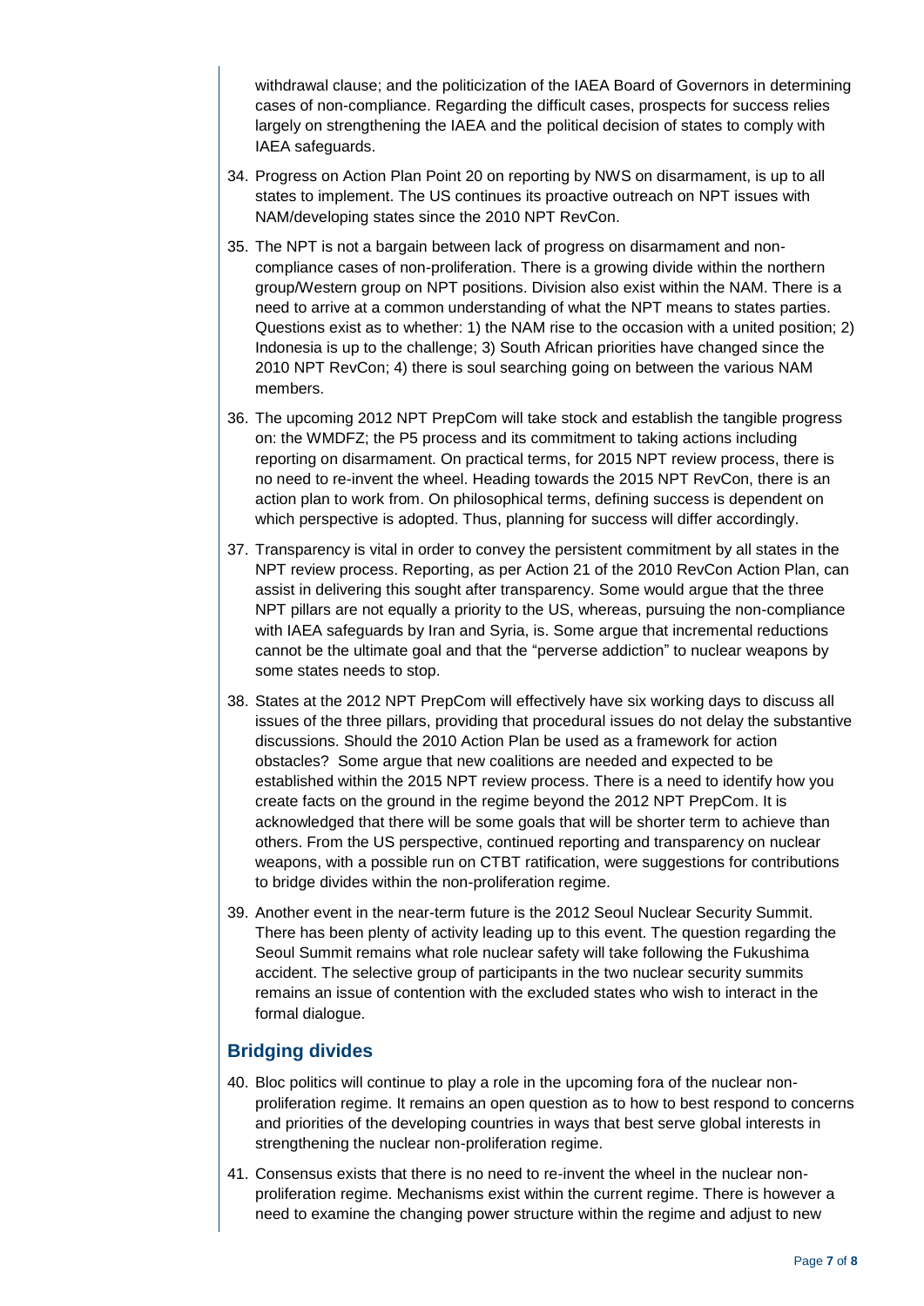withdrawal clause; and the politicization of the IAEA Board of Governors in determining cases of non-compliance. Regarding the difficult cases, prospects for success relies largely on strengthening the IAEA and the political decision of states to comply with IAEA safeguards.

34. Progress on Action Plan Point 20 on reporting by NWS on disarmament, is up to all states to implement. The US continues its proactive outreach on NPT issues with NAM/developing states since the 2010 NPT RevCon.

35. The NPT is not a bargain between lack of progress on disarmament and non-compliance cases of non-proliferation. There is a growing divide within the northern group/Western group on NPT positions. Division also exist within the NAM. There is a need to arrive at a common understanding of what the NPT means to states parties. Questions exist as to whether: 1) the NAM rise to the occasion with a united position; 2) Indonesia is up to the challenge; 3) South African priorities have changed since the 2010 NPT RevCon; 4) there is soul searching going on between the various NAM members.

36. The upcoming 2012 NPT PrepCom will take stock and establish the tangible progress on: the WMDFZ; the P5 process and its commitment to taking actions including reporting on disarmament. On practical terms, for 2015 NPT review process, there is no need to re-invent the wheel. Heading towards the 2015 NPT RevCon, there is an action plan to work from. On philosophical terms, defining success is dependent on which perspective is adopted. Thus, planning for success will differ accordingly.

37. Transparency is vital in order to convey the persistent commitment by all states in the NPT review process. Reporting, as per Action 21 of the 2010 RevCon Action Plan, can assist in delivering this sought after transparency. Some would argue that the three NPT pillars are not equally a priority to the US, whereas, pursuing the non-compliance with IAEA safeguards by Iran and Syria, is. Some argue that incremental reductions cannot be the ultimate goal and that the "perverse addiction" to nuclear weapons by some states needs to stop.

38. States at the 2012 NPT PrepCom will effectively have six working days to discuss all issues of the three pillars, providing that procedural issues do not delay the substantive discussions. Should the 2010 Action Plan be used as a framework for action obstacles? Some argue that new coalitions are needed and expected to be established within the 2015 NPT review process. There is a need to identify how you create facts on the ground in the regime beyond the 2012 NPT PrepCom. It is acknowledged that there will be some goals that will be shorter term to achieve than others. From the US perspective, continued reporting and transparency on nuclear weapons, with a possible run on CTBT ratification, were suggestions for contributions to bridge divides within the non-proliferation regime.

39. Another event in the near-term future is the 2012 Seoul Nuclear Security Summit. There has been plenty of activity leading up to this event. The question regarding the Seoul Summit remains what role nuclear safety will take following the Fukushima accident. The selective group of participants in the two nuclear security summits remains an issue of contention with the excluded states who wish to interact in the formal dialogue.

## Bridging divides

40. Bloc politics will continue to play a role in the upcoming fora of the nuclear non-proliferation regime. It remains an open question as to how to best respond to concerns and priorities of the developing countries in ways that best serve global interests in strengthening the nuclear non-proliferation regime.

41. Consensus exists that there is no need to re-invent the wheel in the nuclear non-proliferation regime. Mechanisms exist within the current regime. There is however a need to examine the changing power structure within the regime and adjust to new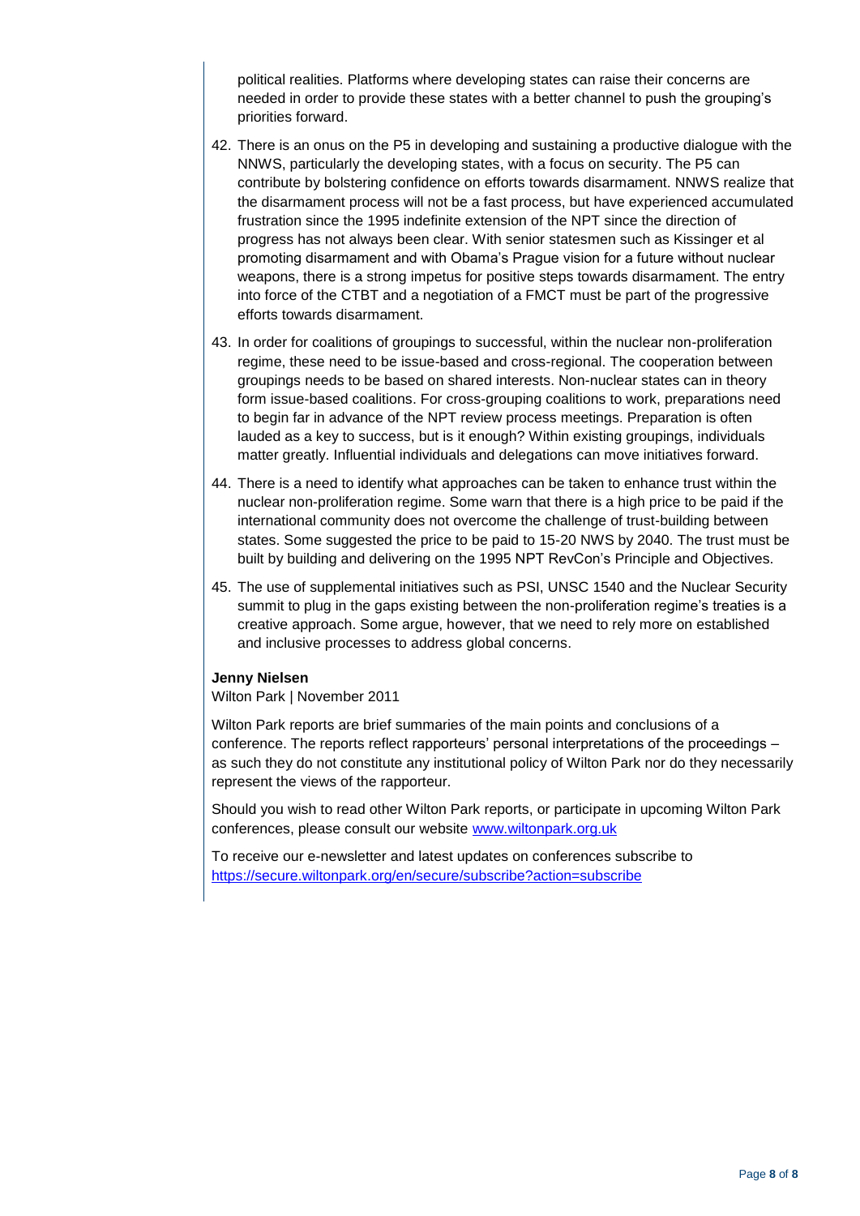political realities. Platforms where developing states can raise their concerns are needed in order to provide these states with a better channel to push the grouping's priorities forward.

42. There is an onus on the P5 in developing and sustaining a productive dialogue with the NNWS, particularly the developing states, with a focus on security. The P5 can contribute by bolstering confidence on efforts towards disarmament. NNWS realize that the disarmament process will not be a fast process, but have experienced accumulated frustration since the 1995 indefinite extension of the NPT since the direction of progress has not always been clear. With senior statesmen such as Kissinger et al promoting disarmament and with Obama's Prague vision for a future without nuclear weapons, there is a strong impetus for positive steps towards disarmament. The entry into force of the CTBT and a negotiation of a FMCT must be part of the progressive efforts towards disarmament.

43. In order for coalitions of groupings to successful, within the nuclear non-proliferation regime, these need to be issue-based and cross-regional. The cooperation between groupings needs to be based on shared interests. Non-nuclear states can in theory form issue-based coalitions. For cross-grouping coalitions to work, preparations need to begin far in advance of the NPT review process meetings. Preparation is often lauded as a key to success, but is it enough? Within existing groupings, individuals matter greatly. Influential individuals and delegations can move initiatives forward.

44. There is a need to identify what approaches can be taken to enhance trust within the nuclear non-proliferation regime. Some warn that there is a high price to be paid if the international community does not overcome the challenge of trust-building between states. Some suggested the price to be paid to 15-20 NWS by 2040. The trust must be built by building and delivering on the 1995 NPT RevCon's Principle and Objectives.

45. The use of supplemental initiatives such as PSI, UNSC 1540 and the Nuclear Security summit to plug in the gaps existing between the non-proliferation regime's treaties is a creative approach. Some argue, however, that we need to rely more on established and inclusive processes to address global concerns.

**Jenny Nielsen**

Wilton Park | November 2011

Wilton Park reports are brief summaries of the main points and conclusions of a conference. The reports reflect rapporteurs' personal interpretations of the proceedings – as such they do not constitute any institutional policy of Wilton Park nor do they necessarily represent the views of the rapporteur.

Should you wish to read other Wilton Park reports, or participate in upcoming Wilton Park conferences, please consult our website www.wiltonpark.org.uk

To receive our e-newsletter and latest updates on conferences subscribe to https://secure.wiltonpark.org/en/secure/subscribe?action=subscribe